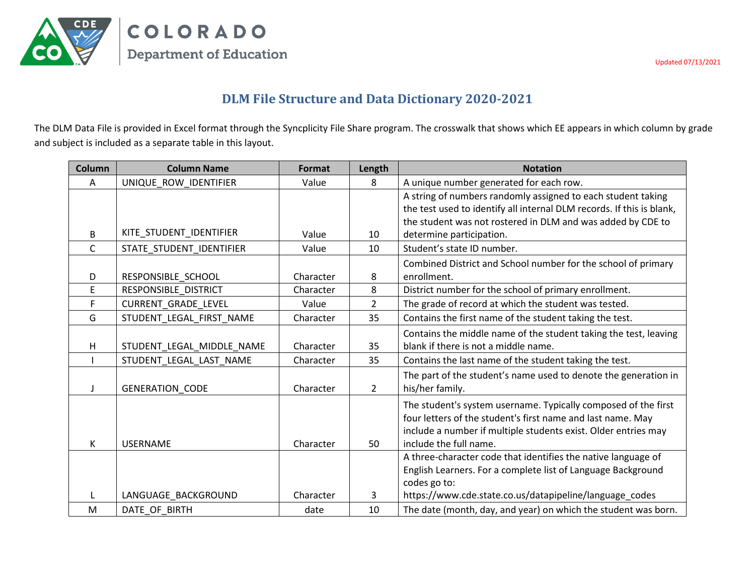COLORADO
Department of Education

Updated 07/13/2021

# DLM File Structure and Data Dictionary 2020-2021

The DLM Data File is provided in Excel format through the Syncplicity File Share program. The crosswalk that shows which EE appears in which column by grade and subject is included as a separate table in this layout.

| Column | Column Name | Format | Length | Notation |
|---|---|---|---|---|
| A | UNIQUE_ROW_IDENTIFIER | Value | 8 | A unique number generated for each row. |
| B | KITE_STUDENT_IDENTIFIER | Value | 10 | A string of numbers randomly assigned to each student taking the test used to identify all internal DLM records. If this is blank, the student was not rostered in DLM and was added by CDE to determine participation. |
| C | STATE_STUDENT_IDENTIFIER | Value | 10 | Student's state ID number. |
| D | RESPONSIBLE_SCHOOL | Character | 8 | Combined District and School number for the school of primary enrollment. |
| E | RESPONSIBLE_DISTRICT | Character | 8 | District number for the school of primary enrollment. |
| F | CURRENT_GRADE_LEVEL | Value | 2 | The grade of record at which the student was tested. |
| G | STUDENT_LEGAL_FIRST_NAME | Character | 35 | Contains the first name of the student taking the test. |
| H | STUDENT_LEGAL_MIDDLE_NAME | Character | 35 | Contains the middle name of the student taking the test, leaving blank if there is not a middle name. |
| I | STUDENT_LEGAL_LAST_NAME | Character | 35 | Contains the last name of the student taking the test. |
| J | GENERATION_CODE | Character | 2 | The part of the student's name used to denote the generation in his/her family. |
| K | USERNAME | Character | 50 | The student's system username. Typically composed of the first four letters of the student's first name and last name. May include a number if multiple students exist. Older entries may include the full name. |
| L | LANGUAGE_BACKGROUND | Character | 3 | A three-character code that identifies the native language of English Learners. For a complete list of Language Background codes go to: https://www.cde.state.co.us/datapipeline/language_codes |
| M | DATE_OF_BIRTH | date | 10 | The date (month, day, and year) on which the student was born. |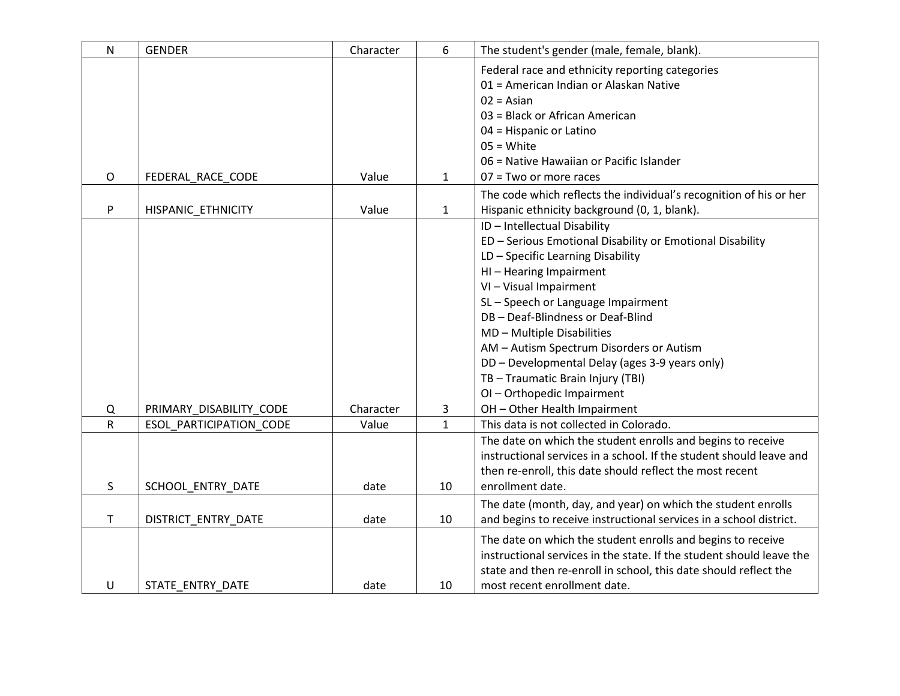| N | GENDER | Character | 6 | The student's gender (male, female, blank). |
|---|---|---|---|---|
| O | FEDERAL_RACE_CODE | Value | 1 | Federal race and ethnicity reporting categories<br>01 = American Indian or Alaskan Native<br>02 = Asian<br>03 = Black or African American<br>04 = Hispanic or Latino<br>05 = White<br>06 = Native Hawaiian or Pacific Islander<br>07 = Two or more races |
| P | HISPANIC_ETHNICITY | Value | 1 | The code which reflects the individual's recognition of his or her Hispanic ethnicity background (0, 1, blank). |
| Q | PRIMARY_DISABILITY_CODE | Character | 3 | ID – Intellectual Disability<br>ED – Serious Emotional Disability or Emotional Disability<br>LD – Specific Learning Disability<br>HI – Hearing Impairment<br>VI – Visual Impairment<br>SL – Speech or Language Impairment<br>DB – Deaf-Blindness or Deaf-Blind<br>MD – Multiple Disabilities<br>AM – Autism Spectrum Disorders or Autism<br>DD – Developmental Delay (ages 3-9 years only)<br>TB – Traumatic Brain Injury (TBI)<br>OI – Orthopedic Impairment<br>OH – Other Health Impairment |
| R | ESOL_PARTICIPATION_CODE | Value | 1 | This date is not collected in Colorado. |
| S | SCHOOL_ENTRY_DATE | date | 10 | The date on which the student enrolls and begins to receive instructional services in a school. If the student should leave and then re-enroll, this date should reflect the most recent enrollment date. |
| T | DISTRICT_ENTRY_DATE | date | 10 | The date (month, day, and year) on which the student enrolls and begins to receive instructional services in a school district. |
| U | STATE_ENTRY_DATE | date | 10 | The date on which the student enrolls and begins to receive instructional services in the state. If the student should leave the state and then re-enroll in school, this date should reflect the most recent enrollment date. |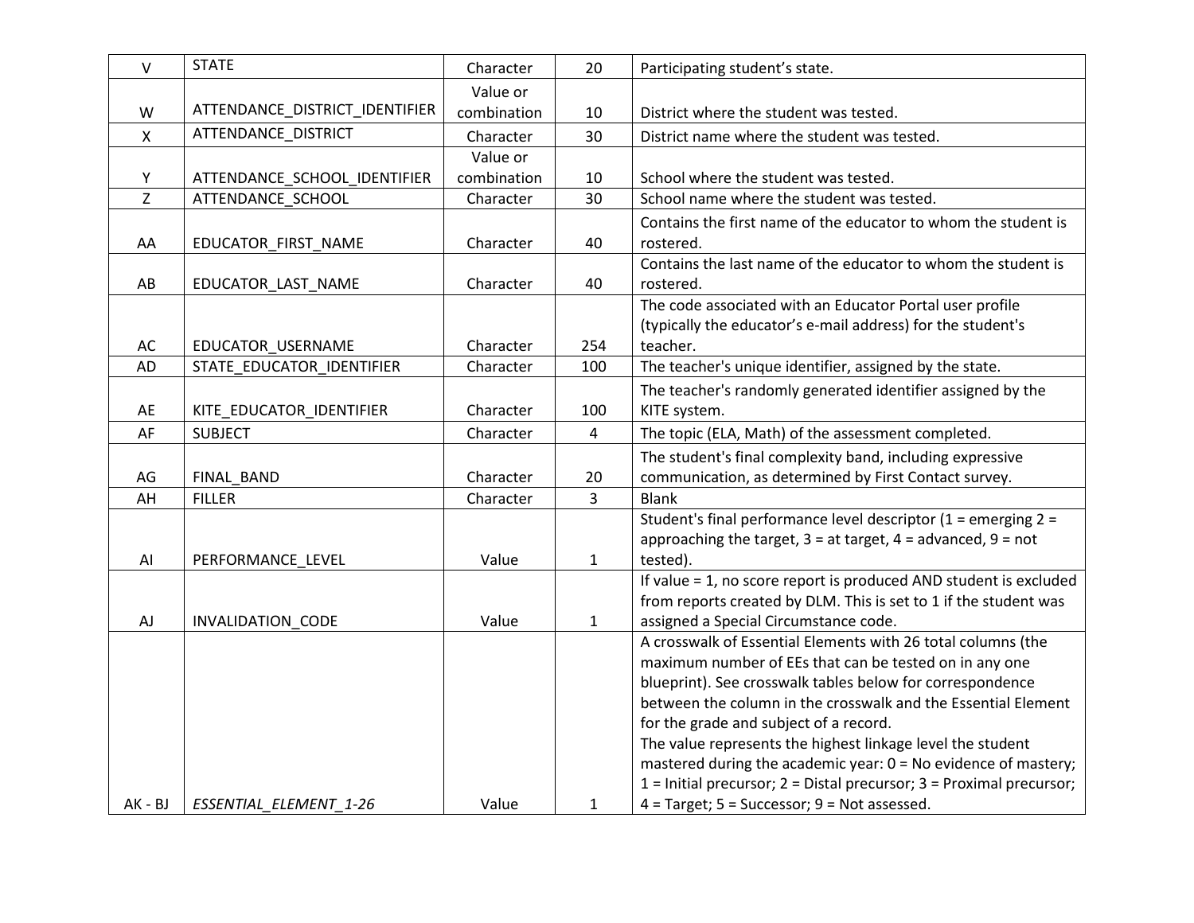| V | STATE | Character | 20 | Participating student's state. |
|---|---|---|---|---|
| W | ATTENDANCE_DISTRICT_IDENTIFIER | Value or combination | 10 | District where the student was tested. |
| X | ATTENDANCE_DISTRICT | Character | 30 | District name where the student was tested. |
| Y | ATTENDANCE_SCHOOL_IDENTIFIER | Value or combination | 10 | School where the student was tested. |
| Z | ATTENDANCE_SCHOOL | Character | 30 | School name where the student was tested. |
| AA | EDUCATOR_FIRST_NAME | Character | 40 | Contains the first name of the educator to whom the student is rostered. |
| AB | EDUCATOR_LAST_NAME | Character | 40 | Contains the last name of the educator to whom the student is rostered. |
| AC | EDUCATOR_USERNAME | Character | 254 | The code associated with an Educator Portal user profile (typically the educator's e-mail address) for the student's teacher. |
| AD | STATE_EDUCATOR_IDENTIFIER | Character | 100 | The teacher's unique identifier, assigned by the state. |
| AE | KITE_EDUCATOR_IDENTIFIER | Character | 100 | The teacher's randomly generated identifier assigned by the KITE system. |
| AF | SUBJECT | Character | 4 | The topic (ELA, Math) of the assessment completed. |
| AG | FINAL_BAND | Character | 20 | The student's final complexity band, including expressive communication, as determined by First Contact survey. |
| AH | FILLER | Character | 3 | Blank |
| AI | PERFORMANCE_LEVEL | Value | 1 | Student's final performance level descriptor (1 = emerging 2 = approaching the target, 3 = at target, 4 = advanced, 9 = not tested). |
| AJ | INVALIDATION_CODE | Value | 1 | If value = 1, no score report is produced AND student is excluded from reports created by DLM. This is set to 1 if the student was assigned a Special Circumstance code. |
| AK - BJ | *ESSENTIAL_ELEMENT_1-26* | Value | 1 | A crosswalk of Essential Elements with 26 total columns (the maximum number of EEs that can be tested on in any one blueprint). See crosswalk tables below for correspondence between the column in the crosswalk and the Essential Element for the grade and subject of a record. The value represents the highest linkage level the student mastered during the academic year: 0 = No evidence of mastery; 1 = Initial precursor; 2 = Distal precursor; 3 = Proximal precursor; 4 = Target; 5 = Successor; 9 = Not assessed. |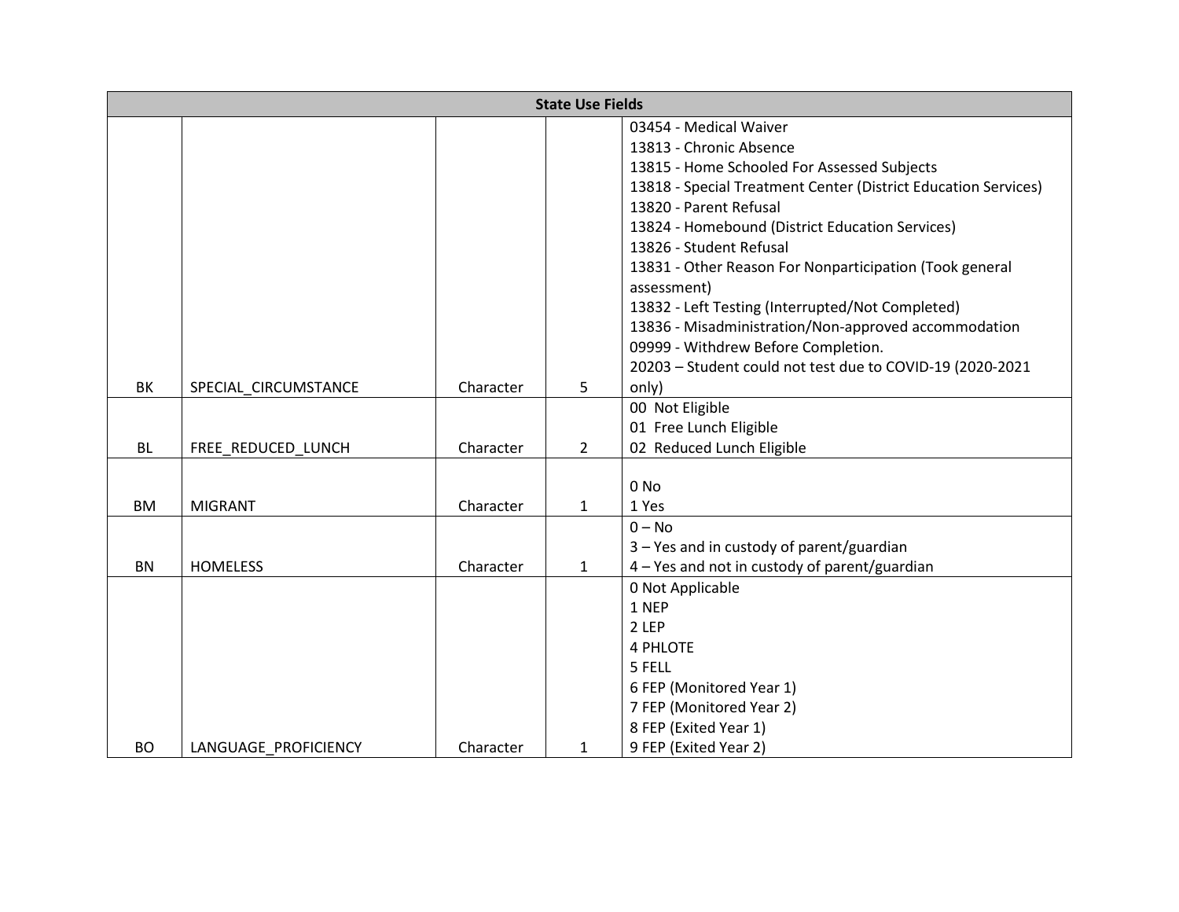| State Use Fields | | | | |
|---|---|---|---|---|
| BK | SPECIAL_CIRCUMSTANCE | Character | 5 | 03454 - Medical Waiver<br>13813 - Chronic Absence<br>13815 - Home Schooled For Assessed Subjects<br>13818 - Special Treatment Center (District Education Services)<br>13820 - Parent Refusal<br>13824 - Homebound (District Education Services)<br>13826 - Student Refusal<br>13831 - Other Reason For Nonparticipation (Took general assessment)<br>13832 - Left Testing (Interrupted/Not Completed)<br>13836 - Misadministration/Non-approved accommodation<br>09999 - Withdrew Before Completion.<br>20203 – Student could not test due to COVID-19 (2020-2021 only) |
| BL | FREE_REDUCED_LUNCH | Character | 2 | 00 Not Eligible<br>01 Free Lunch Eligible<br>02 Reduced Lunch Eligible |
| BM | MIGRANT | Character | 1 | 0 No<br>1 Yes |
| BN | HOMELESS | Character | 1 | 0 – No<br>3 – Yes and in custody of parent/guardian<br>4 – Yes and not in custody of parent/guardian |
| BO | LANGUAGE_PROFICIENCY | Character | 1 | 0 Not Applicable<br>1 NEP<br>2 LEP<br>4 PHLOTE<br>5 FELL<br>6 FEP (Monitored Year 1)<br>7 FEP (Monitored Year 2)<br>8 FEP (Exited Year 1)<br>9 FEP (Exited Year 2) |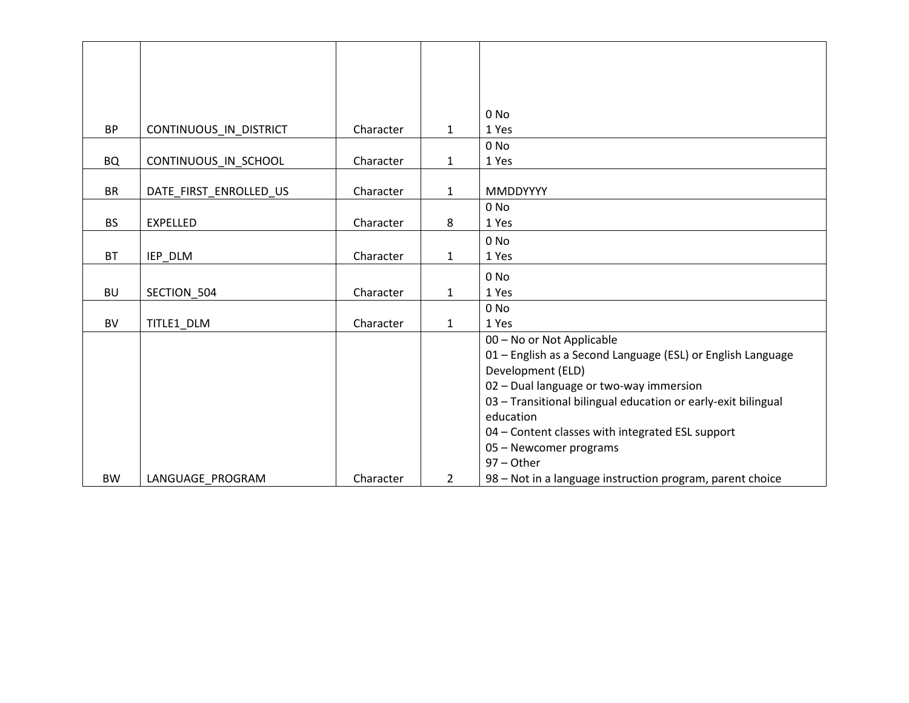| | | | | |
|---|---|---|---|---|
| BP | CONTINUOUS_IN_DISTRICT | Character | 1 | 0 No<br>1 Yes |
| BQ | CONTINUOUS_IN_SCHOOL | Character | 1 | 0 No<br>1 Yes |
| BR | DATE_FIRST_ENROLLED_US | Character | 1 | MMDDYYYY |
| BS | EXPELLED | Character | 8 | 0 No<br>1 Yes |
| BT | IEP_DLM | Character | 1 | 0 No<br>1 Yes |
| BU | SECTION_504 | Character | 1 | 0 No<br>1 Yes |
| BV | TITLE1_DLM | Character | 1 | 0 No<br>1 Yes |
| BW | LANGUAGE_PROGRAM | Character | 2 | 00 – No or Not Applicable<br>01 – English as a Second Language (ESL) or English Language Development (ELD)<br>02 – Dual language or two-way immersion<br>03 – Transitional bilingual education or early-exit bilingual education<br>04 – Content classes with integrated ESL support<br>05 – Newcomer programs<br>97 – Other<br>98 – Not in a language instruction program, parent choice |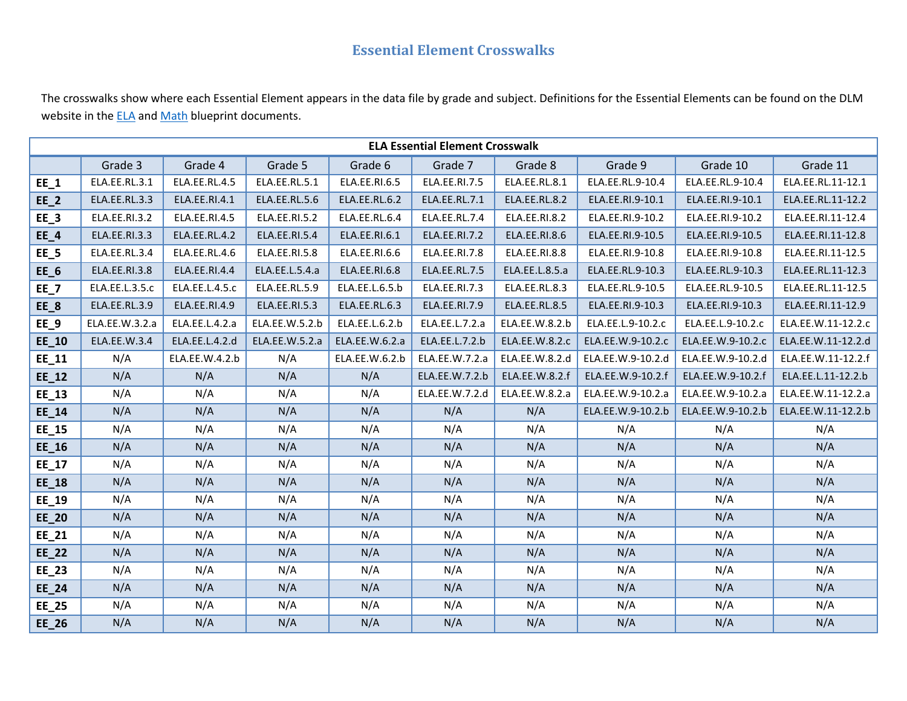## Essential Element Crosswalks

The crosswalks show where each Essential Element appears in the data file by grade and subject. Definitions for the Essential Elements can be found on the DLM website in the ELA and Math blueprint documents.

| ELA Essential Element Crosswalk | | | | | | | | | |
|---|---|---|---|---|---|---|---|---|---|
| | Grade 3 | Grade 4 | Grade 5 | Grade 6 | Grade 7 | Grade 8 | Grade 9 | Grade 10 | Grade 11 |
| **EE_1** | ELA.EE.RL.3.1 | ELA.EE.RL.4.5 | ELA.EE.RL.5.1 | ELA.EE.RI.6.5 | ELA.EE.RI.7.5 | ELA.EE.RL.8.1 | ELA.EE.RL.9-10.4 | ELA.EE.RL.9-10.4 | ELA.EE.RL.11-12.1 |
| **EE_2** | ELA.EE.RL.3.3 | ELA.EE.RI.4.1 | ELA.EE.RL.5.6 | ELA.EE.RL.6.2 | ELA.EE.RL.7.1 | ELA.EE.RL.8.2 | ELA.EE.RI.9-10.1 | ELA.EE.RI.9-10.1 | ELA.EE.RL.11-12.2 |
| **EE_3** | ELA.EE.RI.3.2 | ELA.EE.RI.4.5 | ELA.EE.RI.5.2 | ELA.EE.RL.6.4 | ELA.EE.RL.7.4 | ELA.EE.RI.8.2 | ELA.EE.RI.9-10.2 | ELA.EE.RI.9-10.2 | ELA.EE.RI.11-12.4 |
| **EE_4** | ELA.EE.RI.3.3 | ELA.EE.RL.4.2 | ELA.EE.RI.5.4 | ELA.EE.RI.6.1 | ELA.EE.RI.7.2 | ELA.EE.RI.8.6 | ELA.EE.RI.9-10.5 | ELA.EE.RI.9-10.5 | ELA.EE.RI.11-12.8 |
| **EE_5** | ELA.EE.RL.3.4 | ELA.EE.RL.4.6 | ELA.EE.RI.5.8 | ELA.EE.RI.6.6 | ELA.EE.RI.7.8 | ELA.EE.RI.8.8 | ELA.EE.RI.9-10.8 | ELA.EE.RI.9-10.8 | ELA.EE.RI.11-12.5 |
| **EE_6** | ELA.EE.RI.3.8 | ELA.EE.RI.4.4 | ELA.EE.L.5.4.a | ELA.EE.RI.6.8 | ELA.EE.RL.7.5 | ELA.EE.L.8.5.a | ELA.EE.RL.9-10.3 | ELA.EE.RL.9-10.3 | ELA.EE.RL.11-12.3 |
| **EE_7** | ELA.EE.L.3.5.c | ELA.EE.L.4.5.c | ELA.EE.RL.5.9 | ELA.EE.L.6.5.b | ELA.EE.RI.7.3 | ELA.EE.RL.8.3 | ELA.EE.RL.9-10.5 | ELA.EE.RL.9-10.5 | ELA.EE.RL.11-12.5 |
| **EE_8** | ELA.EE.RL.3.9 | ELA.EE.RI.4.9 | ELA.EE.RI.5.3 | ELA.EE.RL.6.3 | ELA.EE.RI.7.9 | ELA.EE.RL.8.5 | ELA.EE.RI.9-10.3 | ELA.EE.RI.9-10.3 | ELA.EE.RI.11-12.9 |
| **EE_9** | ELA.EE.W.3.2.a | ELA.EE.L.4.2.a | ELA.EE.W.5.2.b | ELA.EE.L.6.2.b | ELA.EE.L.7.2.a | ELA.EE.W.8.2.b | ELA.EE.L.9-10.2.c | ELA.EE.L.9-10.2.c | ELA.EE.W.11-12.2.c |
| **EE_10** | ELA.EE.W.3.4 | ELA.EE.L.4.2.d | ELA.EE.W.5.2.a | ELA.EE.W.6.2.a | ELA.EE.L.7.2.b | ELA.EE.W.8.2.c | ELA.EE.W.9-10.2.c | ELA.EE.W.9-10.2.c | ELA.EE.W.11-12.2.d |
| **EE_11** | N/A | ELA.EE.W.4.2.b | N/A | ELA.EE.W.6.2.b | ELA.EE.W.7.2.a | ELA.EE.W.8.2.d | ELA.EE.W.9-10.2.d | ELA.EE.W.9-10.2.d | ELA.EE.W.11-12.2.f |
| **EE_12** | N/A | N/A | N/A | N/A | ELA.EE.W.7.2.b | ELA.EE.W.8.2.f | ELA.EE.W.9-10.2.f | ELA.EE.W.9-10.2.f | ELA.EE.L.11-12.2.b |
| **EE_13** | N/A | N/A | N/A | N/A | ELA.EE.W.7.2.d | ELA.EE.W.8.2.a | ELA.EE.W.9-10.2.a | ELA.EE.W.9-10.2.a | ELA.EE.W.11-12.2.a |
| **EE_14** | N/A | N/A | N/A | N/A | N/A | N/A | ELA.EE.W.9-10.2.b | ELA.EE.W.9-10.2.b | ELA.EE.W.11-12.2.b |
| **EE_15** | N/A | N/A | N/A | N/A | N/A | N/A | N/A | N/A | N/A |
| **EE_16** | N/A | N/A | N/A | N/A | N/A | N/A | N/A | N/A | N/A |
| **EE_17** | N/A | N/A | N/A | N/A | N/A | N/A | N/A | N/A | N/A |
| **EE_18** | N/A | N/A | N/A | N/A | N/A | N/A | N/A | N/A | N/A |
| **EE_19** | N/A | N/A | N/A | N/A | N/A | N/A | N/A | N/A | N/A |
| **EE_20** | N/A | N/A | N/A | N/A | N/A | N/A | N/A | N/A | N/A |
| **EE_21** | N/A | N/A | N/A | N/A | N/A | N/A | N/A | N/A | N/A |
| **EE_22** | N/A | N/A | N/A | N/A | N/A | N/A | N/A | N/A | N/A |
| **EE_23** | N/A | N/A | N/A | N/A | N/A | N/A | N/A | N/A | N/A |
| **EE_24** | N/A | N/A | N/A | N/A | N/A | N/A | N/A | N/A | N/A |
| **EE_25** | N/A | N/A | N/A | N/A | N/A | N/A | N/A | N/A | N/A |
| **EE_26** | N/A | N/A | N/A | N/A | N/A | N/A | N/A | N/A | N/A |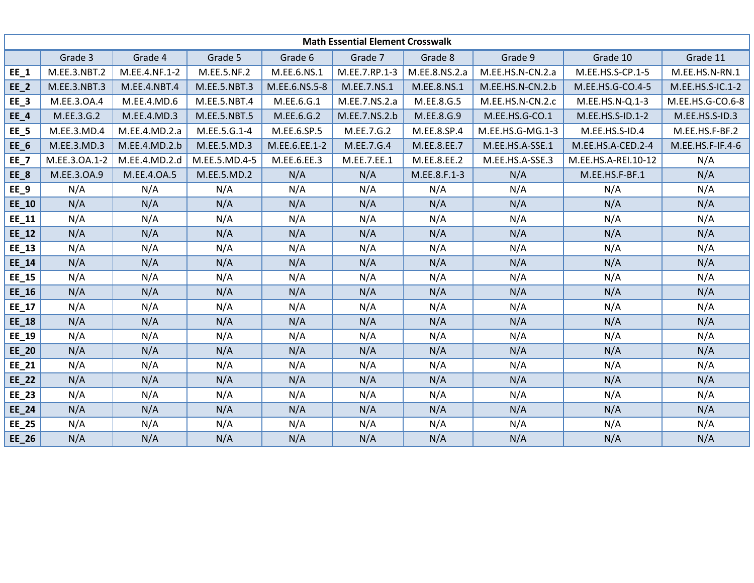| Math Essential Element Crosswalk | | | | | | | | | |
|---|---|---|---|---|---|---|---|---|---|
| | Grade 3 | Grade 4 | Grade 5 | Grade 6 | Grade 7 | Grade 8 | Grade 9 | Grade 10 | Grade 11 |
| **EE_1** | M.EE.3.NBT.2 | M.EE.4.NF.1-2 | M.EE.5.NF.2 | M.EE.6.NS.1 | M.EE.7.RP.1-3 | M.EE.8.NS.2.a | M.EE.HS.N-CN.2.a | M.EE.HS.S-CP.1-5 | M.EE.HS.N-RN.1 |
| **EE_2** | M.EE.3.NBT.3 | M.EE.4.NBT.4 | M.EE.5.NBT.3 | M.EE.6.NS.5-8 | M.EE.7.NS.1 | M.EE.8.NS.1 | M.EE.HS.N-CN.2.b | M.EE.HS.G-CO.4-5 | M.EE.HS.S-IC.1-2 |
| **EE_3** | M.EE.3.OA.4 | M.EE.4.MD.6 | M.EE.5.NBT.4 | M.EE.6.G.1 | M.EE.7.NS.2.a | M.EE.8.G.5 | M.EE.HS.N-CN.2.c | M.EE.HS.N-Q.1-3 | M.EE.HS.G-CO.6-8 |
| **EE_4** | M.EE.3.G.2 | M.EE.4.MD.3 | M.EE.5.NBT.5 | M.EE.6.G.2 | M.EE.7.NS.2.b | M.EE.8.G.9 | M.EE.HS.G-CO.1 | M.EE.HS.S-ID.1-2 | M.EE.HS.S-ID.3 |
| **EE_5** | M.EE.3.MD.4 | M.EE.4.MD.2.a | M.EE.5.G.1-4 | M.EE.6.SP.5 | M.EE.7.G.2 | M.EE.8.SP.4 | M.EE.HS.G-MG.1-3 | M.EE.HS.S-ID.4 | M.EE.HS.F-BF.2 |
| **EE_6** | M.EE.3.MD.3 | M.EE.4.MD.2.b | M.EE.5.MD.3 | M.EE.6.EE.1-2 | M.EE.7.G.4 | M.EE.8.EE.7 | M.EE.HS.A-SSE.1 | M.EE.HS.A-CED.2-4 | M.EE.HS.F-IF.4-6 |
| **EE_7** | M.EE.3.OA.1-2 | M.EE.4.MD.2.d | M.EE.5.MD.4-5 | M.EE.6.EE.3 | M.EE.7.EE.1 | M.EE.8.EE.2 | M.EE.HS.A-SSE.3 | M.EE.HS.A-REI.10-12 | N/A |
| **EE_8** | M.EE.3.OA.9 | M.EE.4.OA.5 | M.EE.5.MD.2 | N/A | N/A | M.EE.8.F.1-3 | N/A | M.EE.HS.F-BF.1 | N/A |
| **EE_9** | N/A | N/A | N/A | N/A | N/A | N/A | N/A | N/A | N/A |
| **EE_10** | N/A | N/A | N/A | N/A | N/A | N/A | N/A | N/A | N/A |
| **EE_11** | N/A | N/A | N/A | N/A | N/A | N/A | N/A | N/A | N/A |
| **EE_12** | N/A | N/A | N/A | N/A | N/A | N/A | N/A | N/A | N/A |
| **EE_13** | N/A | N/A | N/A | N/A | N/A | N/A | N/A | N/A | N/A |
| **EE_14** | N/A | N/A | N/A | N/A | N/A | N/A | N/A | N/A | N/A |
| **EE_15** | N/A | N/A | N/A | N/A | N/A | N/A | N/A | N/A | N/A |
| **EE_16** | N/A | N/A | N/A | N/A | N/A | N/A | N/A | N/A | N/A |
| **EE_17** | N/A | N/A | N/A | N/A | N/A | N/A | N/A | N/A | N/A |
| **EE_18** | N/A | N/A | N/A | N/A | N/A | N/A | N/A | N/A | N/A |
| **EE_19** | N/A | N/A | N/A | N/A | N/A | N/A | N/A | N/A | N/A |
| **EE_20** | N/A | N/A | N/A | N/A | N/A | N/A | N/A | N/A | N/A |
| **EE_21** | N/A | N/A | N/A | N/A | N/A | N/A | N/A | N/A | N/A |
| **EE_22** | N/A | N/A | N/A | N/A | N/A | N/A | N/A | N/A | N/A |
| **EE_23** | N/A | N/A | N/A | N/A | N/A | N/A | N/A | N/A | N/A |
| **EE_24** | N/A | N/A | N/A | N/A | N/A | N/A | N/A | N/A | N/A |
| **EE_25** | N/A | N/A | N/A | N/A | N/A | N/A | N/A | N/A | N/A |
| **EE_26** | N/A | N/A | N/A | N/A | N/A | N/A | N/A | N/A | N/A |